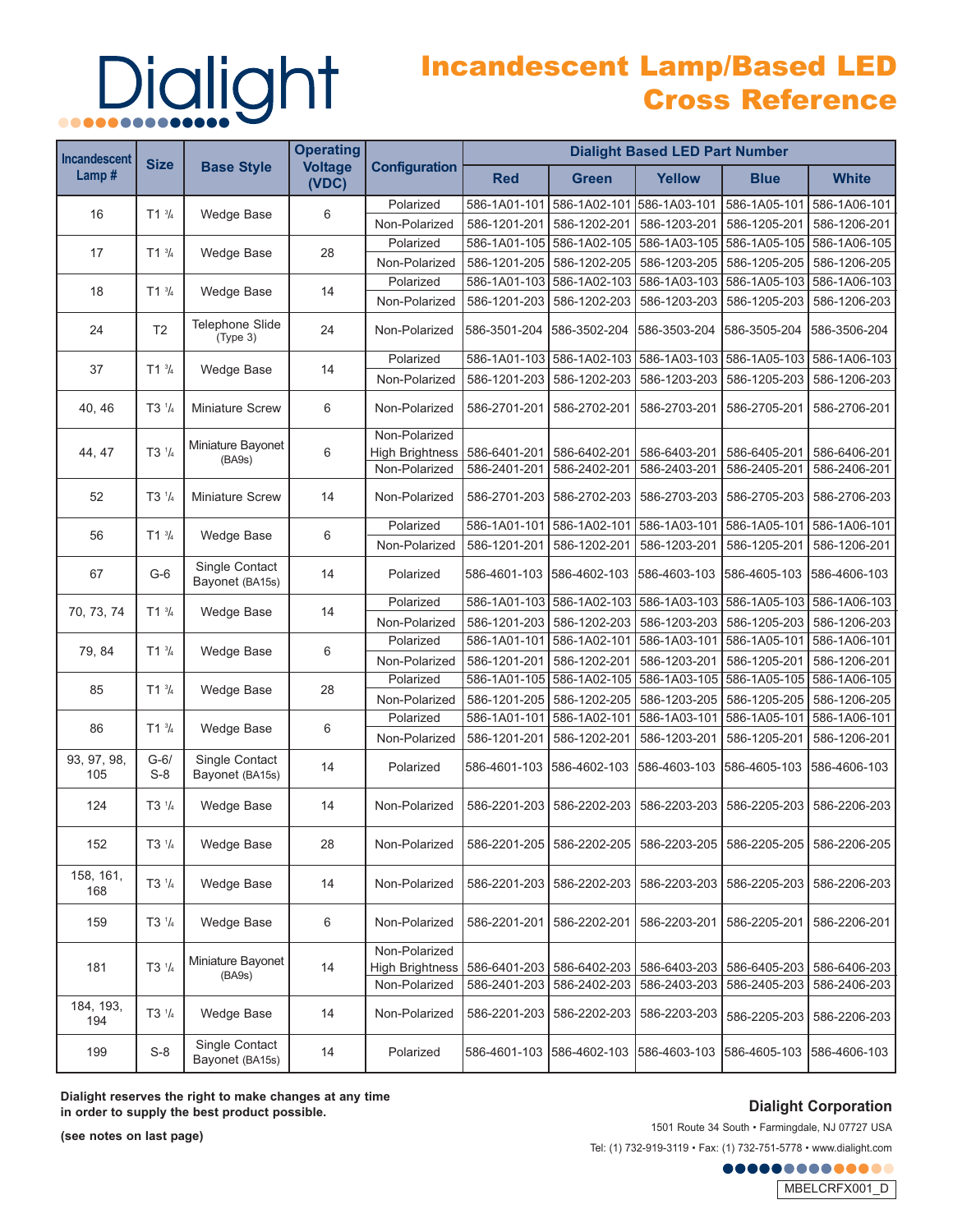# Dialight

## Incandescent Lamp/Based LED Cross Reference

| Incandescent Lamp # | Size | Base Style | Operating Voltage (VDC) | Configuration | Dialight Based LED Part Number | | | | |
|---|---|---|---|---|---|---|---|---|---|
| | | | | | Red | Green | Yellow | Blue | White |
| 16 | T1 ¾ | Wedge Base | 6 | Polarized | 586-1A01-101 | 586-1A02-101 | 586-1A03-101 | 586-1A05-101 | 586-1A06-101 |
| | | | | Non-Polarized | 586-1201-201 | 586-1202-201 | 586-1203-201 | 586-1205-201 | 586-1206-201 |
| 17 | T1 ¾ | Wedge Base | 28 | Polarized | 586-1A01-105 | 586-1A02-105 | 586-1A03-105 | 586-1A05-105 | 586-1A06-105 |
| | | | | Non-Polarized | 586-1201-205 | 586-1202-205 | 586-1203-205 | 586-1205-205 | 586-1206-205 |
| 18 | T1 ¾ | Wedge Base | 14 | Polarized | 586-1A01-103 | 586-1A02-103 | 586-1A03-103 | 586-1A05-103 | 586-1A06-103 |
| | | | | Non-Polarized | 586-1201-203 | 586-1202-203 | 586-1203-203 | 586-1205-203 | 586-1206-203 |
| 24 | T2 | Telephone Slide (Type 3) | 24 | Non-Polarized | 586-3501-204 | 586-3502-204 | 586-3503-204 | 586-3505-204 | 586-3506-204 |
| 37 | T1 ¾ | Wedge Base | 14 | Polarized | 586-1A01-103 | 586-1A02-103 | 586-1A03-103 | 586-1A05-103 | 586-1A06-103 |
| | | | | Non-Polarized | 586-1201-203 | 586-1202-203 | 586-1203-203 | 586-1205-203 | 586-1206-203 |
| 40, 46 | T3 ¼ | Miniature Screw | 6 | Non-Polarized | 586-2701-201 | 586-2702-201 | 586-2703-201 | 586-2705-201 | 586-2706-201 |
| 44, 47 | T3 ¼ | Miniature Bayonet (BA9s) | 6 | Non-Polarized High Brightness | 586-6401-201 | 586-6402-201 | 586-6403-201 | 586-6405-201 | 586-6406-201 |
| | | | | Non-Polarized | 586-2401-201 | 586-2402-201 | 586-2403-201 | 586-2405-201 | 586-2406-201 |
| 52 | T3 ¼ | Miniature Screw | 14 | Non-Polarized | 586-2701-203 | 586-2702-203 | 586-2703-203 | 586-2705-203 | 586-2706-203 |
| 56 | T1 ¾ | Wedge Base | 6 | Polarized | 586-1A01-101 | 586-1A02-101 | 586-1A03-101 | 586-1A05-101 | 586-1A06-101 |
| | | | | Non-Polarized | 586-1201-201 | 586-1202-201 | 586-1203-201 | 586-1205-201 | 586-1206-201 |
| 67 | G-6 | Single Contact Bayonet (BA15s) | 14 | Polarized | 586-4601-103 | 586-4602-103 | 586-4603-103 | 586-4605-103 | 586-4606-103 |
| 70, 73, 74 | T1 ¾ | Wedge Base | 14 | Polarized | 586-1A01-103 | 586-1A02-103 | 586-1A03-103 | 586-1A05-103 | 586-1A06-103 |
| | | | | Non-Polarized | 586-1201-203 | 586-1202-203 | 586-1203-203 | 586-1205-203 | 586-1206-203 |
| 79, 84 | T1 ¾ | Wedge Base | 6 | Polarized | 586-1A01-101 | 586-1A02-101 | 586-1A03-101 | 586-1A05-101 | 586-1A06-101 |
| | | | | Non-Polarized | 586-1201-201 | 586-1202-201 | 586-1203-201 | 586-1205-201 | 586-1206-201 |
| 85 | T1 ¾ | Wedge Base | 28 | Polarized | 586-1A01-105 | 586-1A02-105 | 586-1A03-105 | 586-1A05-105 | 586-1A06-105 |
| | | | | Non-Polarized | 586-1201-205 | 586-1202-205 | 586-1203-205 | 586-1205-205 | 586-1206-205 |
| 86 | T1 ¾ | Wedge Base | 6 | Polarized | 586-1A01-101 | 586-1A02-101 | 586-1A03-101 | 586-1A05-101 | 586-1A06-101 |
| | | | | Non-Polarized | 586-1201-201 | 586-1202-201 | 586-1203-201 | 586-1205-201 | 586-1206-201 |
| 93, 97, 98, 105 | G-6/ S-8 | Single Contact Bayonet (BA15s) | 14 | Polarized | 586-4601-103 | 586-4602-103 | 586-4603-103 | 586-4605-103 | 586-4606-103 |
| 124 | T3 ¼ | Wedge Base | 14 | Non-Polarized | 586-2201-203 | 586-2202-203 | 586-2203-203 | 586-2205-203 | 586-2206-203 |
| 152 | T3 ¼ | Wedge Base | 28 | Non-Polarized | 586-2201-205 | 586-2202-205 | 586-2203-205 | 586-2205-205 | 586-2206-205 |
| 158, 161, 168 | T3 ¼ | Wedge Base | 14 | Non-Polarized | 586-2201-203 | 586-2202-203 | 586-2203-203 | 586-2205-203 | 586-2206-203 |
| 159 | T3 ¼ | Wedge Base | 6 | Non-Polarized | 586-2201-201 | 586-2202-201 | 586-2203-201 | 586-2205-201 | 586-2206-201 |
| 181 | T3 ¼ | Miniature Bayonet (BA9s) | 14 | Non-Polarized High Brightness | 586-6401-203 | 586-6402-203 | 586-6403-203 | 586-6405-203 | 586-6406-203 |
| | | | | Non-Polarized | 586-2401-203 | 586-2402-203 | 586-2403-203 | 586-2405-203 | 586-2406-203 |
| 184, 193, 194 | T3 ¼ | Wedge Base | 14 | Non-Polarized | 586-2201-203 | 586-2202-203 | 586-2203-203 | 586-2205-203 | 586-2206-203 |
| 199 | S-8 | Single Contact Bayonet (BA15s) | 14 | Polarized | 586-4601-103 | 586-4602-103 | 586-4603-103 | 586-4605-103 | 586-4606-103 |

**Dialight reserves the right to make changes at any time in order to supply the best product possible.**

**(see notes on last page)**

**Dialight Corporation**

1501 Route 34 South • Farmingdale, NJ 07727 USA

Tel: (1) 732-919-3119 • Fax: (1) 732-751-5778 • www.dialight.com

MBELCRFX001_D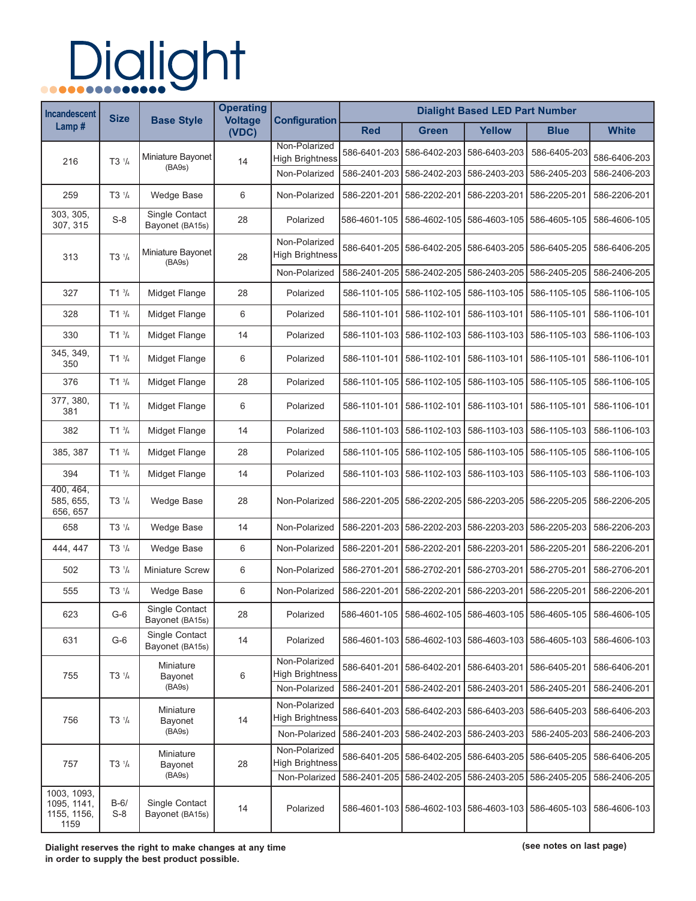# Dialight

| Incandescent Lamp # | Size | Base Style | Operating Voltage (VDC) | Configuration | Dialight Based LED Part Number | | | | |
|---|---|---|---|---|---|---|---|---|---|
| | | | | | Red | Green | Yellow | Blue | White |
| 216 | T3 1/4 | Miniature Bayonet (BA9s) | 14 | Non-Polarized High Brightness | 586-6401-203 | 586-6402-203 | 586-6403-203 | 586-6405-203 | 586-6406-203 |
| | | | | Non-Polarized | 586-2401-203 | 586-2402-203 | 586-2403-203 | 586-2405-203 | 586-2406-203 |
| 259 | T3 1/4 | Wedge Base | 6 | Non-Polarized | 586-2201-201 | 586-2202-201 | 586-2203-201 | 586-2205-201 | 586-2206-201 |
| 303, 305, 307, 315 | S-8 | Single Contact Bayonet (BA15s) | 28 | Polarized | 586-4601-105 | 586-4602-105 | 586-4603-105 | 586-4605-105 | 586-4606-105 |
| 313 | T3 1/4 | Miniature Bayonet (BA9s) | 28 | Non-Polarized High Brightness | 586-6401-205 | 586-6402-205 | 586-6403-205 | 586-6405-205 | 586-6406-205 |
| | | | | Non-Polarized | 586-2401-205 | 586-2402-205 | 586-2403-205 | 586-2405-205 | 586-2406-205 |
| 327 | T1 3/4 | Midget Flange | 28 | Polarized | 586-1101-105 | 586-1102-105 | 586-1103-105 | 586-1105-105 | 586-1106-105 |
| 328 | T1 3/4 | Midget Flange | 6 | Polarized | 586-1101-101 | 586-1102-101 | 586-1103-101 | 586-1105-101 | 586-1106-101 |
| 330 | T1 3/4 | Midget Flange | 14 | Polarized | 586-1101-103 | 586-1102-103 | 586-1103-103 | 586-1105-103 | 586-1106-103 |
| 345, 349, 350 | T1 3/4 | Midget Flange | 6 | Polarized | 586-1101-101 | 586-1102-101 | 586-1103-101 | 586-1105-101 | 586-1106-101 |
| 376 | T1 3/4 | Midget Flange | 28 | Polarized | 586-1101-105 | 586-1102-105 | 586-1103-105 | 586-1105-105 | 586-1106-105 |
| 377, 380, 381 | T1 3/4 | Midget Flange | 6 | Polarized | 586-1101-101 | 586-1102-101 | 586-1103-101 | 586-1105-101 | 586-1106-101 |
| 382 | T1 3/4 | Midget Flange | 14 | Polarized | 586-1101-103 | 586-1102-103 | 586-1103-103 | 586-1105-103 | 586-1106-103 |
| 385, 387 | T1 3/4 | Midget Flange | 28 | Polarized | 586-1101-105 | 586-1102-105 | 586-1103-105 | 586-1105-105 | 586-1106-105 |
| 394 | T1 3/4 | Midget Flange | 14 | Polarized | 586-1101-103 | 586-1102-103 | 586-1103-103 | 586-1105-103 | 586-1106-103 |
| 400, 464, 585, 655, 656, 657 | T3 1/4 | Wedge Base | 28 | Non-Polarized | 586-2201-205 | 586-2202-205 | 586-2203-205 | 586-2205-205 | 586-2206-205 |
| 658 | T3 1/4 | Wedge Base | 14 | Non-Polarized | 586-2201-203 | 586-2202-203 | 586-2203-203 | 586-2205-203 | 586-2206-203 |
| 444, 447 | T3 1/4 | Wedge Base | 6 | Non-Polarized | 586-2201-201 | 586-2202-201 | 586-2203-201 | 586-2205-201 | 586-2206-201 |
| 502 | T3 1/4 | Miniature Screw | 6 | Non-Polarized | 586-2701-201 | 586-2702-201 | 586-2703-201 | 586-2705-201 | 586-2706-201 |
| 555 | T3 1/4 | Wedge Base | 6 | Non-Polarized | 586-2201-201 | 586-2202-201 | 586-2203-201 | 586-2205-201 | 586-2206-201 |
| 623 | G-6 | Single Contact Bayonet (BA15s) | 28 | Polarized | 586-4601-105 | 586-4602-105 | 586-4603-105 | 586-4605-105 | 586-4606-105 |
| 631 | G-6 | Single Contact Bayonet (BA15s) | 14 | Polarized | 586-4601-103 | 586-4602-103 | 586-4603-103 | 586-4605-103 | 586-4606-103 |
| 755 | T3 1/4 | Miniature Bayonet (BA9s) | 6 | Non-Polarized High Brightness | 586-6401-201 | 586-6402-201 | 586-6403-201 | 586-6405-201 | 586-6406-201 |
| | | | | Non-Polarized | 586-2401-201 | 586-2402-201 | 586-2403-201 | 586-2405-201 | 586-2406-201 |
| 756 | T3 1/4 | Miniature Bayonet (BA9s) | 14 | Non-Polarized High Brightness | 586-6401-203 | 586-6402-203 | 586-6403-203 | 586-6405-203 | 586-6406-203 |
| | | | | Non-Polarized | 586-2401-203 | 586-2402-203 | 586-2403-203 | 586-2405-203 | 586-2406-203 |
| 757 | T3 1/4 | Miniature Bayonet (BA9s) | 28 | Non-Polarized High Brightness | 586-6401-205 | 586-6402-205 | 586-6403-205 | 586-6405-205 | 586-6406-205 |
| | | | | Non-Polarized | 586-2401-205 | 586-2402-205 | 586-2403-205 | 586-2405-205 | 586-2406-205 |
| 1003, 1093, 1095, 1141, 1155, 1156, 1159 | B-6/ S-8 | Single Contact Bayonet (BA15s) | 14 | Polarized | 586-4601-103 | 586-4602-103 | 586-4603-103 | 586-4605-103 | 586-4606-103 |

**Dialight reserves the right to make changes at any time in order to supply the best product possible.**

**(see notes on last page)**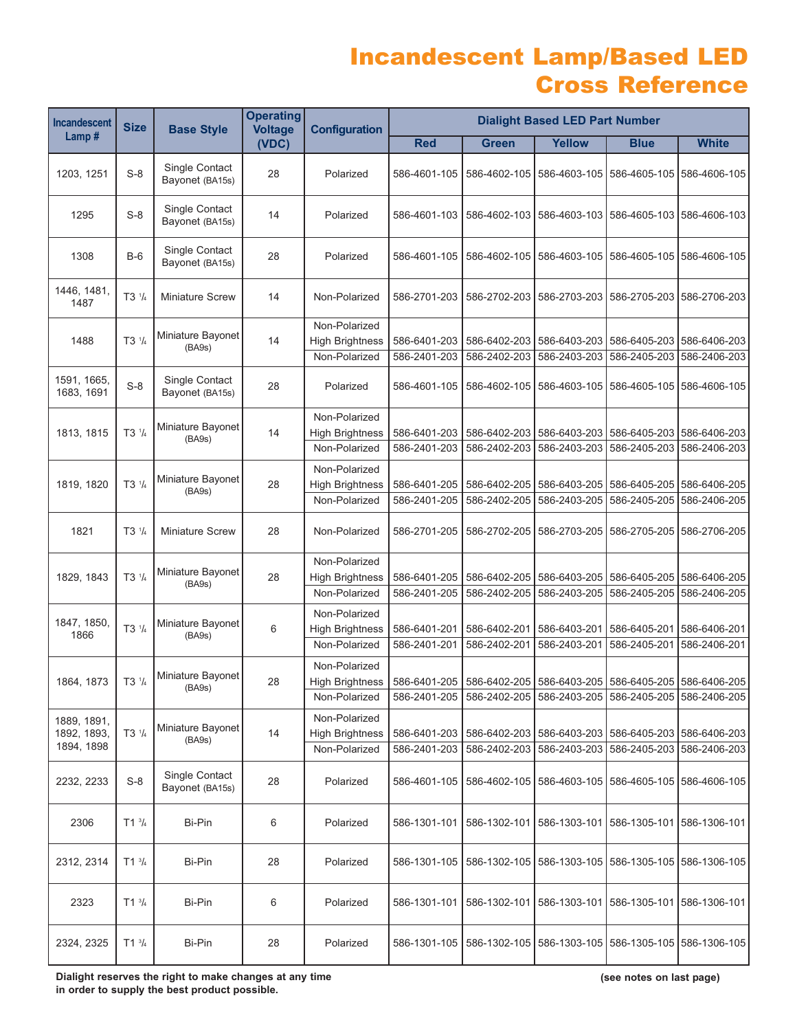# Incandescent Lamp/Based LED Cross Reference

| Incandescent Lamp # | Size | Base Style | Operating Voltage (VDC) | Configuration | Dialight Based LED Part Number | | | | |
|---|---|---|---|---|---|---|---|---|---|
| | | | | | Red | Green | Yellow | Blue | White |
| 1203, 1251 | S-8 | Single Contact Bayonet (BA15s) | 28 | Polarized | 586-4601-105 | 586-4602-105 | 586-4603-105 | 586-4605-105 | 586-4606-105 |
| 1295 | S-8 | Single Contact Bayonet (BA15s) | 14 | Polarized | 586-4601-103 | 586-4602-103 | 586-4603-103 | 586-4605-103 | 586-4606-103 |
| 1308 | B-6 | Single Contact Bayonet (BA15s) | 28 | Polarized | 586-4601-105 | 586-4602-105 | 586-4603-105 | 586-4605-105 | 586-4606-105 |
| 1446, 1481, 1487 | T3 1/4 | Miniature Screw | 14 | Non-Polarized | 586-2701-203 | 586-2702-203 | 586-2703-203 | 586-2705-203 | 586-2706-203 |
| 1488 | T3 1/4 | Miniature Bayonet (BA9s) | 14 | Non-Polarized High Brightness | 586-6401-203 | 586-6402-203 | 586-6403-203 | 586-6405-203 | 586-6406-203 |
| | | | | Non-Polarized | 586-2401-203 | 586-2402-203 | 586-2403-203 | 586-2405-203 | 586-2406-203 |
| 1591, 1665, 1683, 1691 | S-8 | Single Contact Bayonet (BA15s) | 28 | Polarized | 586-4601-105 | 586-4602-105 | 586-4603-105 | 586-4605-105 | 586-4606-105 |
| 1813, 1815 | T3 1/4 | Miniature Bayonet (BA9s) | 14 | Non-Polarized High Brightness | 586-6401-203 | 586-6402-203 | 586-6403-203 | 586-6405-203 | 586-6406-203 |
| | | | | Non-Polarized | 586-2401-203 | 586-2402-203 | 586-2403-203 | 586-2405-203 | 586-2406-203 |
| 1819, 1820 | T3 1/4 | Miniature Bayonet (BA9s) | 28 | Non-Polarized High Brightness | 586-6401-205 | 586-6402-205 | 586-6403-205 | 586-6405-205 | 586-6406-205 |
| | | | | Non-Polarized | 586-2401-205 | 586-2402-205 | 586-2403-205 | 586-2405-205 | 586-2406-205 |
| 1821 | T3 1/4 | Miniature Screw | 28 | Non-Polarized | 586-2701-205 | 586-2702-205 | 586-2703-205 | 586-2705-205 | 586-2706-205 |
| 1829, 1843 | T3 1/4 | Miniature Bayonet (BA9s) | 28 | Non-Polarized High Brightness | 586-6401-205 | 586-6402-205 | 586-6403-205 | 586-6405-205 | 586-6406-205 |
| | | | | Non-Polarized | 586-2401-205 | 586-2402-205 | 586-2403-205 | 586-2405-205 | 586-2406-205 |
| 1847, 1850, 1866 | T3 1/4 | Miniature Bayonet (BA9s) | 6 | Non-Polarized High Brightness | 586-6401-201 | 586-6402-201 | 586-6403-201 | 586-6405-201 | 586-6406-201 |
| | | | | Non-Polarized | 586-2401-201 | 586-2402-201 | 586-2403-201 | 586-2405-201 | 586-2406-201 |
| 1864, 1873 | T3 1/4 | Miniature Bayonet (BA9s) | 28 | Non-Polarized High Brightness | 586-6401-205 | 586-6402-205 | 586-6403-205 | 586-6405-205 | 586-6406-205 |
| | | | | Non-Polarized | 586-2401-205 | 586-2402-205 | 586-2403-205 | 586-2405-205 | 586-2406-205 |
| 1889, 1891, 1892, 1893, 1894, 1898 | T3 1/4 | Miniature Bayonet (BA9s) | 14 | Non-Polarized High Brightness | 586-6401-203 | 586-6402-203 | 586-6403-203 | 586-6405-203 | 586-6406-203 |
| | | | | Non-Polarized | 586-2401-203 | 586-2402-203 | 586-2403-203 | 586-2405-203 | 586-2406-203 |
| 2232, 2233 | S-8 | Single Contact Bayonet (BA15s) | 28 | Polarized | 586-4601-105 | 586-4602-105 | 586-4603-105 | 586-4605-105 | 586-4606-105 |
| 2306 | T1 3/4 | Bi-Pin | 6 | Polarized | 586-1301-101 | 586-1302-101 | 586-1303-101 | 586-1305-101 | 586-1306-101 |
| 2312, 2314 | T1 3/4 | Bi-Pin | 28 | Polarized | 586-1301-105 | 586-1302-105 | 586-1303-105 | 586-1305-105 | 586-1306-105 |
| 2323 | T1 3/4 | Bi-Pin | 6 | Polarized | 586-1301-101 | 586-1302-101 | 586-1303-101 | 586-1305-101 | 586-1306-101 |
| 2324, 2325 | T1 3/4 | Bi-Pin | 28 | Polarized | 586-1301-105 | 586-1302-105 | 586-1303-105 | 586-1305-105 | 586-1306-105 |

**Dialight reserves the right to make changes at any time in order to supply the best product possible.**

**(see notes on last page)**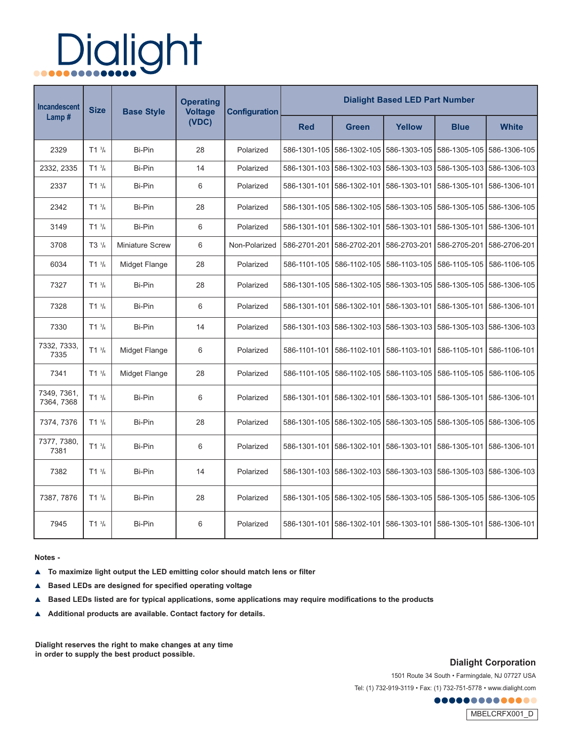# Dialight

| Incandescent Lamp # | Size | Base Style | Operating Voltage (VDC) | Configuration | Dialight Based LED Part Number | | | | |
|---|---|---|---|---|---|---|---|---|---|
| | | | | | Red | Green | Yellow | Blue | White |
| 2329 | T1 ¾ | Bi-Pin | 28 | Polarized | 586-1301-105 | 586-1302-105 | 586-1303-105 | 586-1305-105 | 586-1306-105 |
| 2332, 2335 | T1 ¾ | Bi-Pin | 14 | Polarized | 586-1301-103 | 586-1302-103 | 586-1303-103 | 586-1305-103 | 586-1306-103 |
| 2337 | T1 ¾ | Bi-Pin | 6 | Polarized | 586-1301-101 | 586-1302-101 | 586-1303-101 | 586-1305-101 | 586-1306-101 |
| 2342 | T1 ¾ | Bi-Pin | 28 | Polarized | 586-1301-105 | 586-1302-105 | 586-1303-105 | 586-1305-105 | 586-1306-105 |
| 3149 | T1 ¾ | Bi-Pin | 6 | Polarized | 586-1301-101 | 586-1302-101 | 586-1303-101 | 586-1305-101 | 586-1306-101 |
| 3708 | T3 ¼ | Miniature Screw | 6 | Non-Polarized | 586-2701-201 | 586-2702-201 | 586-2703-201 | 586-2705-201 | 586-2706-201 |
| 6034 | T1 ¾ | Midget Flange | 28 | Polarized | 586-1101-105 | 586-1102-105 | 586-1103-105 | 586-1105-105 | 586-1106-105 |
| 7327 | T1 ¾ | Bi-Pin | 28 | Polarized | 586-1301-105 | 586-1302-105 | 586-1303-105 | 586-1305-105 | 586-1306-105 |
| 7328 | T1 ¾ | Bi-Pin | 6 | Polarized | 586-1301-101 | 586-1302-101 | 586-1303-101 | 586-1305-101 | 586-1306-101 |
| 7330 | T1 ¾ | Bi-Pin | 14 | Polarized | 586-1301-103 | 586-1302-103 | 586-1303-103 | 586-1305-103 | 586-1306-103 |
| 7332, 7333, 7335 | T1 ¾ | Midget Flange | 6 | Polarized | 586-1101-101 | 586-1102-101 | 586-1103-101 | 586-1105-101 | 586-1106-101 |
| 7341 | T1 ¾ | Midget Flange | 28 | Polarized | 586-1101-105 | 586-1102-105 | 586-1103-105 | 586-1105-105 | 586-1106-105 |
| 7349, 7361, 7364, 7368 | T1 ¾ | Bi-Pin | 6 | Polarized | 586-1301-101 | 586-1302-101 | 586-1303-101 | 586-1305-101 | 586-1306-101 |
| 7374, 7376 | T1 ¾ | Bi-Pin | 28 | Polarized | 586-1301-105 | 586-1302-105 | 586-1303-105 | 586-1305-105 | 586-1306-105 |
| 7377, 7380, 7381 | T1 ¾ | Bi-Pin | 6 | Polarized | 586-1301-101 | 586-1302-101 | 586-1303-101 | 586-1305-101 | 586-1306-101 |
| 7382 | T1 ¾ | Bi-Pin | 14 | Polarized | 586-1301-103 | 586-1302-103 | 586-1303-103 | 586-1305-103 | 586-1306-103 |
| 7387, 7876 | T1 ¾ | Bi-Pin | 28 | Polarized | 586-1301-105 | 586-1302-105 | 586-1303-105 | 586-1305-105 | 586-1306-105 |
| 7945 | T1 ¾ | Bi-Pin | 6 | Polarized | 586-1301-101 | 586-1302-101 | 586-1303-101 | 586-1305-101 | 586-1306-101 |

**Notes -**

- **To maximize light output the LED emitting color should match lens or filter**
- **Based LEDs are designed for specified operating voltage**
- **Based LEDs listed are for typical applications, some applications may require modifications to the products**
- **Additional products are available. Contact factory for details.**

**Dialight reserves the right to make changes at any time in order to supply the best product possible.**

**Dialight Corporation**

1501 Route 34 South • Farmingdale, NJ 07727 USA

Tel: (1) 732-919-3119 • Fax: (1) 732-751-5778 • www.dialight.com

MBELCRFX001_D